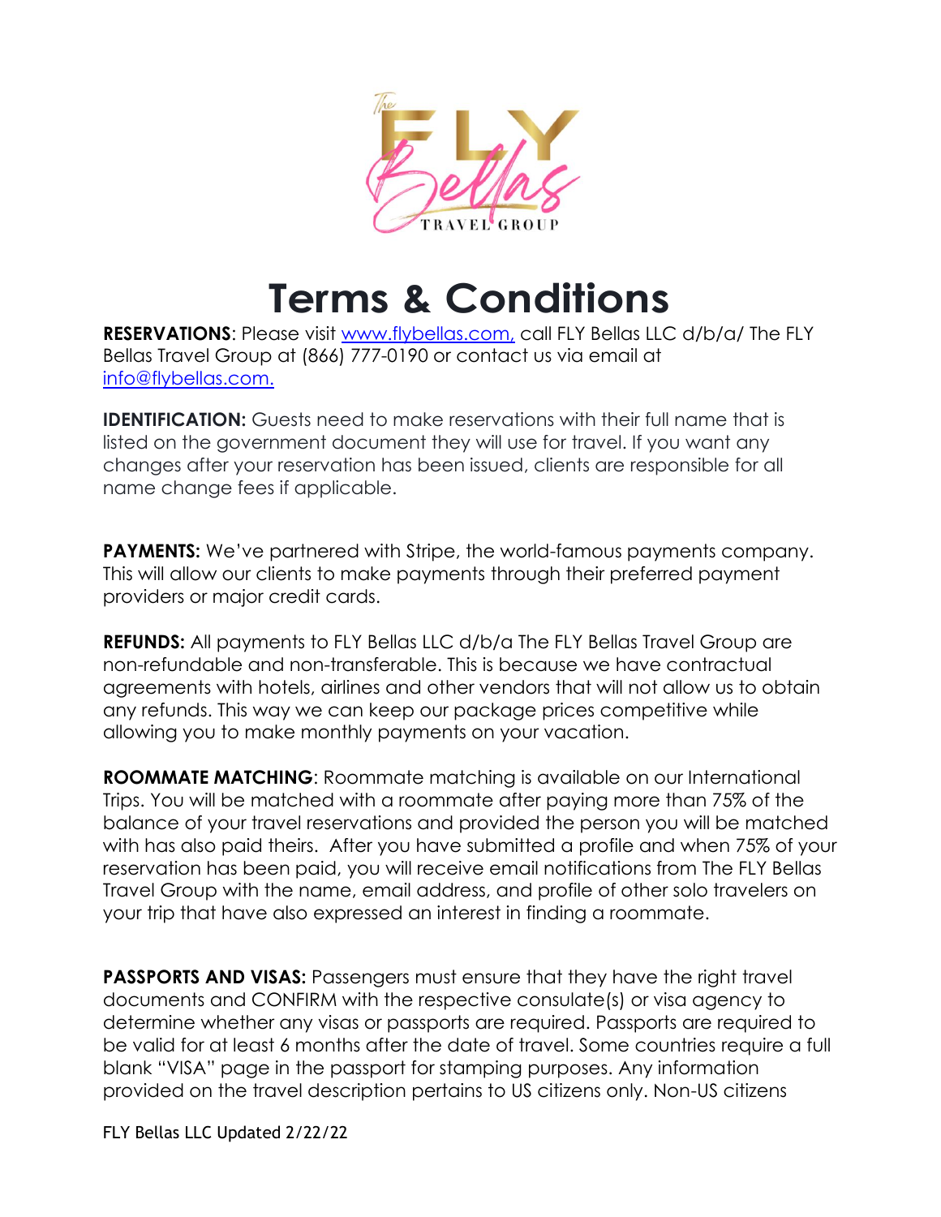# Terms & Conditions

**RESERVATIONS**: Please visit [www.flybellas.com,](http://www.flybellas.com) call FLY Bellas LLC d/b/a/ The FLY Bellas Travel Group at (866) 777-0190 or contact us via email at [info@flybellas.com.](mailto:info@flybellas.com)

**IDENTIFICATION:** Guests need to make reservations with their full name that is listed on the government document they will use for travel. If you want any changes after your reservation has been issued, clients are responsible for all name change fees if applicable.

**PAYMENTS:** We've partnered with Stripe, the world-famous payments company. This will allow our clients to make payments through their preferred payment providers or major credit cards.

**REFUNDS:** All payments to FLY Bellas LLC d/b/a The FLY Bellas Travel Group are non-refundable and non-transferable. This is because we have contractual agreements with hotels, airlines and other vendors that will not allow us to obtain any refunds. This way we can keep our package prices competitive while allowing you to make monthly payments on your vacation.

**ROOMMATE MATCHING**: Roommate matching is available on our International Trips. You will be matched with a roommate after paying more than 75% of the balance of your travel reservations and provided the person you will be matched with has also paid theirs. After you have submitted a profile and when 75% of your reservation has been paid, you will receive email notifications from The FLY Bellas Travel Group with the name, email address, and profile of other solo travelers on your trip that have also expressed an interest in finding a roommate.

**PASSPORTS AND VISAS:** Passengers must ensure that they have the right travel documents and CONFIRM with the respective consulate(s) or visa agency to determine whether any visas or passports are required. Passports are required to be valid for at least 6 months after the date of travel. Some countries require a full blank "VISA" page in the passport for stamping purposes. Any information provided on the travel description pertains to US citizens only. Non-US citizens

FLY Bellas LLC Updated 2/22/22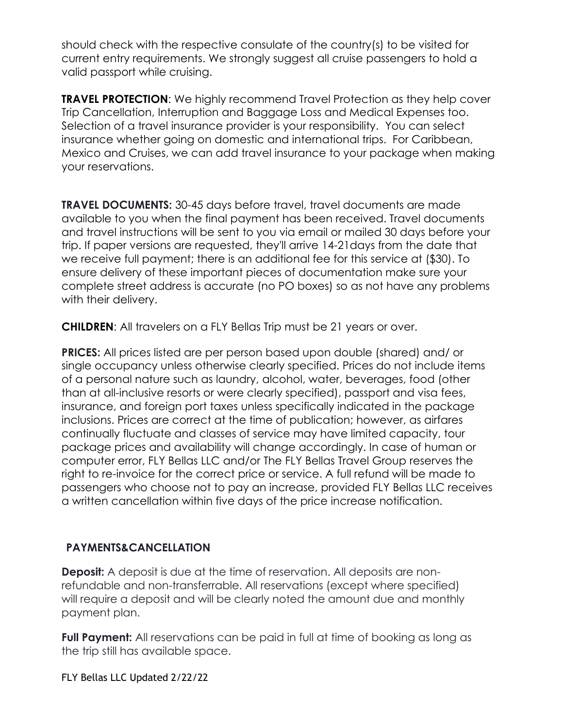should check with the respective consulate of the country(s) to be visited for current entry requirements. We strongly suggest all cruise passengers to hold a valid passport while cruising.

**TRAVEL PROTECTION**: We highly recommend Travel Protection as they help cover Trip Cancellation, Interruption and Baggage Loss and Medical Expenses too. Selection of a travel insurance provider is your responsibility. You can select insurance whether going on domestic and international trips. For Caribbean, Mexico and Cruises, we can add travel insurance to your package when making your reservations.

**TRAVEL DOCUMENTS:** 30-45 days before travel, travel documents are made available to you when the final payment has been received. Travel documents and travel instructions will be sent to you via email or mailed 30 days before your trip. If paper versions are requested, they'll arrive 14-21days from the date that we receive full payment; there is an additional fee for this service at ($30). To ensure delivery of these important pieces of documentation make sure your complete street address is accurate (no PO boxes) so as not have any problems with their delivery.

**CHILDREN**: All travelers on a FLY Bellas Trip must be 21 years or over.

**PRICES:** All prices listed are per person based upon double (shared) and/ or single occupancy unless otherwise clearly specified. Prices do not include items of a personal nature such as laundry, alcohol, water, beverages, food (other than at all-inclusive resorts or were clearly specified), passport and visa fees, insurance, and foreign port taxes unless specifically indicated in the package inclusions. Prices are correct at the time of publication; however, as airfares continually fluctuate and classes of service may have limited capacity, tour package prices and availability will change accordingly. In case of human or computer error, FLY Bellas LLC and/or The FLY Bellas Travel Group reserves the right to re-invoice for the correct price or service. A full refund will be made to passengers who choose not to pay an increase, provided FLY Bellas LLC receives a written cancellation within five days of the price increase notification.

## PAYMENTS&CANCELLATION

**Deposit:** A deposit is due at the time of reservation. All deposits are non-refundable and non-transferrable. All reservations (except where specified) will require a deposit and will be clearly noted the amount due and monthly payment plan.

**Full Payment:** All reservations can be paid in full at time of booking as long as the trip still has available space.

FLY Bellas LLC Updated 2/22/22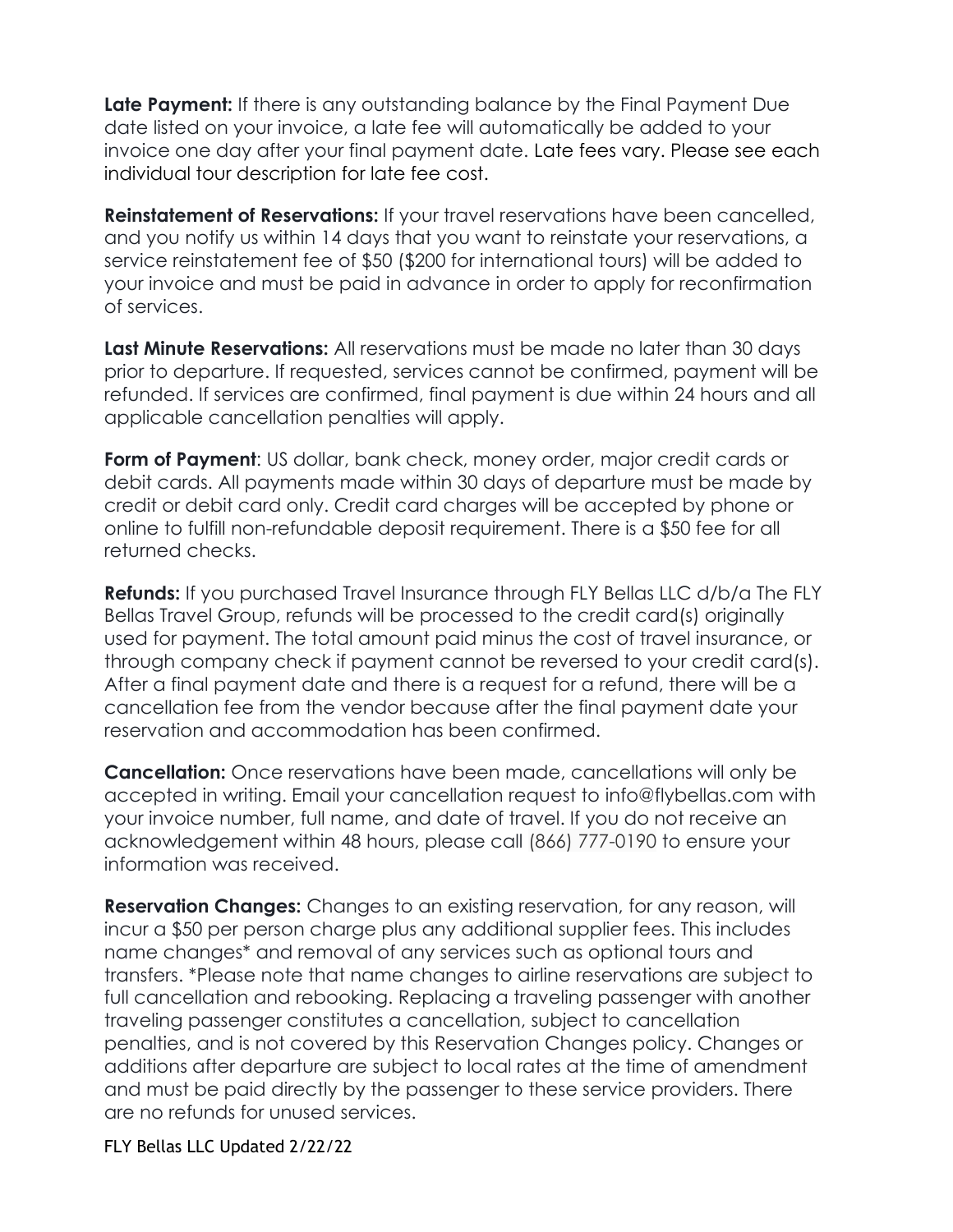**Late Payment:** If there is any outstanding balance by the Final Payment Due date listed on your invoice, a late fee will automatically be added to your invoice one day after your final payment date. Late fees vary. Please see each individual tour description for late fee cost.

**Reinstatement of Reservations:** If your travel reservations have been cancelled, and you notify us within 14 days that you want to reinstate your reservations, a service reinstatement fee of $50 ($200 for international tours) will be added to your invoice and must be paid in advance in order to apply for reconfirmation of services.

**Last Minute Reservations:** All reservations must be made no later than 30 days prior to departure. If requested, services cannot be confirmed, payment will be refunded. If services are confirmed, final payment is due within 24 hours and all applicable cancellation penalties will apply.

**Form of Payment**: US dollar, bank check, money order, major credit cards or debit cards. All payments made within 30 days of departure must be made by credit or debit card only. Credit card charges will be accepted by phone or online to fulfill non-refundable deposit requirement. There is a $50 fee for all returned checks.

**Refunds:** If you purchased Travel Insurance through FLY Bellas LLC d/b/a The FLY Bellas Travel Group, refunds will be processed to the credit card(s) originally used for payment. The total amount paid minus the cost of travel insurance, or through company check if payment cannot be reversed to your credit card(s). After a final payment date and there is a request for a refund, there will be a cancellation fee from the vendor because after the final payment date your reservation and accommodation has been confirmed.

**Cancellation:** Once reservations have been made, cancellations will only be accepted in writing. Email your cancellation request to info@flybellas.com with your invoice number, full name, and date of travel. If you do not receive an acknowledgement within 48 hours, please call (866) 777-0190 to ensure your information was received.

**Reservation Changes:** Changes to an existing reservation, for any reason, will incur a $50 per person charge plus any additional supplier fees. This includes name changes* and removal of any services such as optional tours and transfers. *Please note that name changes to airline reservations are subject to full cancellation and rebooking. Replacing a traveling passenger with another traveling passenger constitutes a cancellation, subject to cancellation penalties, and is not covered by this Reservation Changes policy. Changes or additions after departure are subject to local rates at the time of amendment and must be paid directly by the passenger to these service providers. There are no refunds for unused services.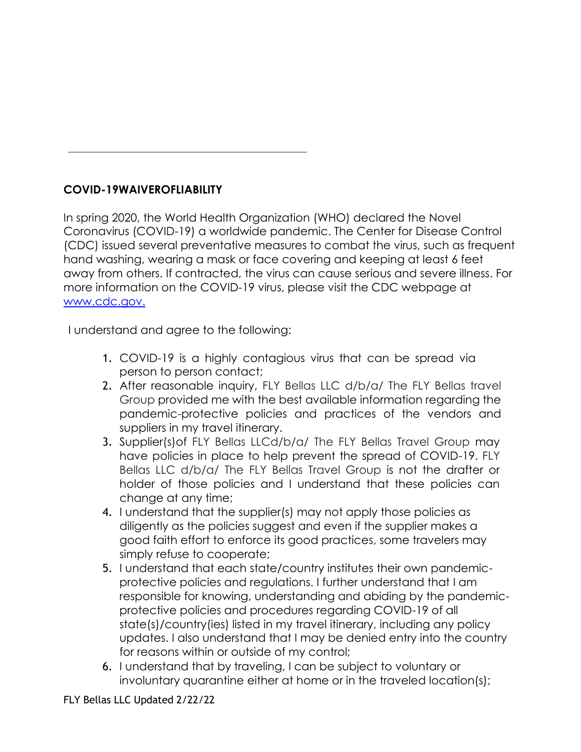## COVID-19WAIVEROFLIABILITY

In spring 2020, the World Health Organization (WHO) declared the Novel Coronavirus (COVID-19) a worldwide pandemic. The Center for Disease Control (CDC) issued several preventative measures to combat the virus, such as frequent hand washing, wearing a mask or face covering and keeping at least 6 feet away from others. If contracted, the virus can cause serious and severe illness. For more information on the COVID-19 virus, please visit the CDC webpage at [www.cdc.gov.](http://www.cdc.gov)

I understand and agree to the following:

1. COVID-19 is a highly contagious virus that can be spread via person to person contact;
2. After reasonable inquiry, FLY Bellas LLC d/b/a/ The FLY Bellas travel Group provided me with the best available information regarding the pandemic-protective policies and practices of the vendors and suppliers in my travel itinerary.
3. Supplier(s)of FLY Bellas LLCd/b/a/ The FLY Bellas Travel Group may have policies in place to help prevent the spread of COVID-19. FLY Bellas LLC d/b/a/ The FLY Bellas Travel Group is not the drafter or holder of those policies and I understand that these policies can change at any time;
4. I understand that the supplier(s) may not apply those policies as diligently as the policies suggest and even if the supplier makes a good faith effort to enforce its good practices, some travelers may simply refuse to cooperate;
5. I understand that each state/country institutes their own pandemic-protective policies and regulations. I further understand that I am responsible for knowing, understanding and abiding by the pandemic-protective policies and procedures regarding COVID-19 of all state(s)/country(ies) listed in my travel itinerary, including any policy updates. I also understand that I may be denied entry into the country for reasons within or outside of my control;
6. I understand that by traveling, I can be subject to voluntary or involuntary quarantine either at home or in the traveled location(s);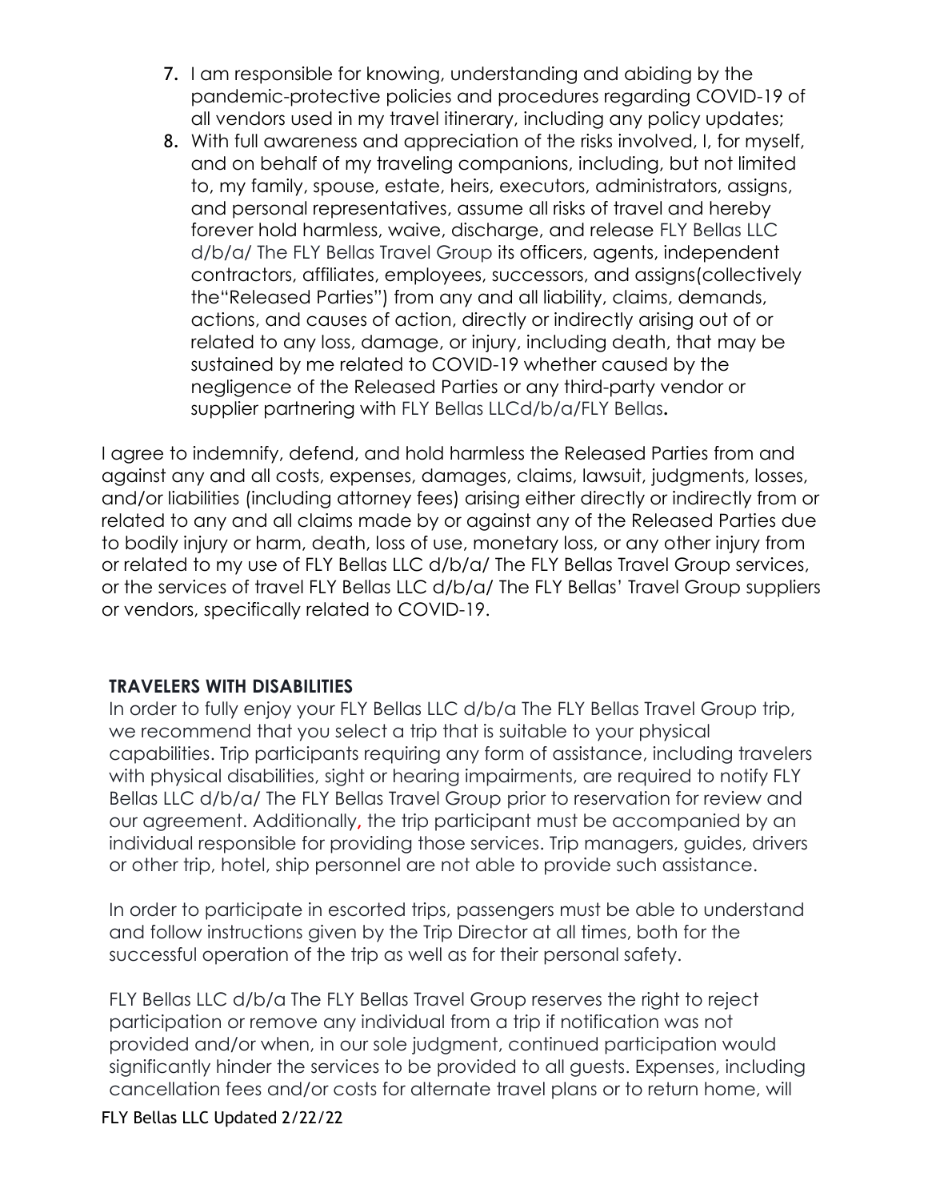7. I am responsible for knowing, understanding and abiding by the pandemic-protective policies and procedures regarding COVID-19 of all vendors used in my travel itinerary, including any policy updates;
8. With full awareness and appreciation of the risks involved, I, for myself, and on behalf of my traveling companions, including, but not limited to, my family, spouse, estate, heirs, executors, administrators, assigns, and personal representatives, assume all risks of travel and hereby forever hold harmless, waive, discharge, and release FLY Bellas LLC d/b/a/ The FLY Bellas Travel Group its officers, agents, independent contractors, affiliates, employees, successors, and assigns(collectively the"Released Parties") from any and all liability, claims, demands, actions, and causes of action, directly or indirectly arising out of or related to any loss, damage, or injury, including death, that may be sustained by me related to COVID-19 whether caused by the negligence of the Released Parties or any third-party vendor or supplier partnering with FLY Bellas LLCd/b/a/FLY Bellas.

I agree to indemnify, defend, and hold harmless the Released Parties from and against any and all costs, expenses, damages, claims, lawsuit, judgments, losses, and/or liabilities (including attorney fees) arising either directly or indirectly from or related to any and all claims made by or against any of the Released Parties due to bodily injury or harm, death, loss of use, monetary loss, or any other injury from or related to my use of FLY Bellas LLC d/b/a/ The FLY Bellas Travel Group services, or the services of travel FLY Bellas LLC d/b/a/ The FLY Bellas' Travel Group suppliers or vendors, specifically related to COVID-19.

**TRAVELERS WITH DISABILITIES**

In order to fully enjoy your FLY Bellas LLC d/b/a The FLY Bellas Travel Group trip, we recommend that you select a trip that is suitable to your physical capabilities. Trip participants requiring any form of assistance, including travelers with physical disabilities, sight or hearing impairments, are required to notify FLY Bellas LLC d/b/a/ The FLY Bellas Travel Group prior to reservation for review and our agreement. Additionally, the trip participant must be accompanied by an individual responsible for providing those services. Trip managers, guides, drivers or other trip, hotel, ship personnel are not able to provide such assistance.

In order to participate in escorted trips, passengers must be able to understand and follow instructions given by the Trip Director at all times, both for the successful operation of the trip as well as for their personal safety.

FLY Bellas LLC d/b/a The FLY Bellas Travel Group reserves the right to reject participation or remove any individual from a trip if notification was not provided and/or when, in our sole judgment, continued participation would significantly hinder the services to be provided to all guests. Expenses, including cancellation fees and/or costs for alternate travel plans or to return home, will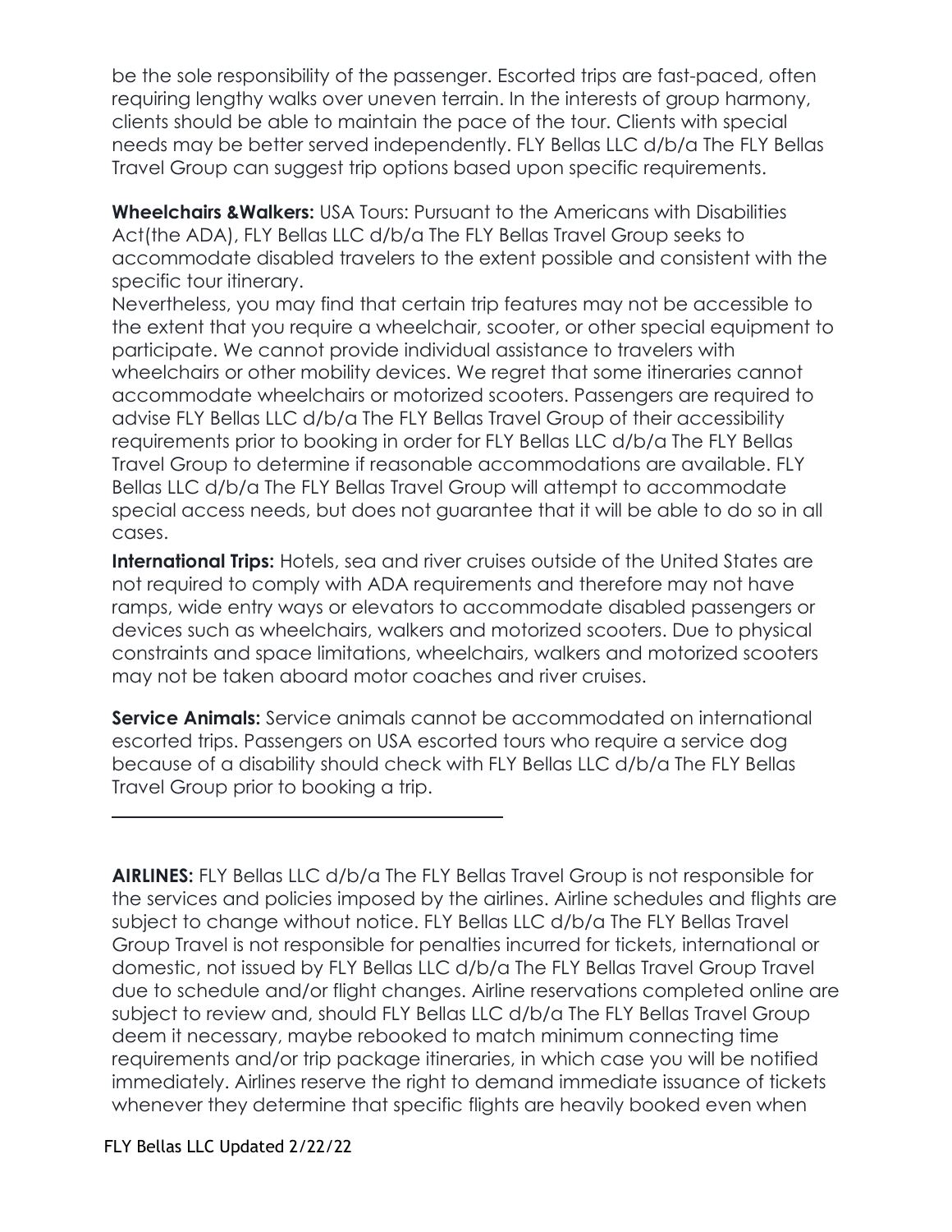be the sole responsibility of the passenger. Escorted trips are fast-paced, often requiring lengthy walks over uneven terrain. In the interests of group harmony, clients should be able to maintain the pace of the tour. Clients with special needs may be better served independently. FLY Bellas LLC d/b/a The FLY Bellas Travel Group can suggest trip options based upon specific requirements.

**Wheelchairs &Walkers:** USA Tours: Pursuant to the Americans with Disabilities Act(the ADA), FLY Bellas LLC d/b/a The FLY Bellas Travel Group seeks to accommodate disabled travelers to the extent possible and consistent with the specific tour itinerary.

Nevertheless, you may find that certain trip features may not be accessible to the extent that you require a wheelchair, scooter, or other special equipment to participate. We cannot provide individual assistance to travelers with wheelchairs or other mobility devices. We regret that some itineraries cannot accommodate wheelchairs or motorized scooters. Passengers are required to advise FLY Bellas LLC d/b/a The FLY Bellas Travel Group of their accessibility requirements prior to booking in order for FLY Bellas LLC d/b/a The FLY Bellas Travel Group to determine if reasonable accommodations are available. FLY Bellas LLC d/b/a The FLY Bellas Travel Group will attempt to accommodate special access needs, but does not guarantee that it will be able to do so in all cases.

**International Trips:** Hotels, sea and river cruises outside of the United States are not required to comply with ADA requirements and therefore may not have ramps, wide entry ways or elevators to accommodate disabled passengers or devices such as wheelchairs, walkers and motorized scooters. Due to physical constraints and space limitations, wheelchairs, walkers and motorized scooters may not be taken aboard motor coaches and river cruises.

**Service Animals:** Service animals cannot be accommodated on international escorted trips. Passengers on USA escorted tours who require a service dog because of a disability should check with FLY Bellas LLC d/b/a The FLY Bellas Travel Group prior to booking a trip.

---

**AIRLINES:** FLY Bellas LLC d/b/a The FLY Bellas Travel Group is not responsible for the services and policies imposed by the airlines. Airline schedules and flights are subject to change without notice. FLY Bellas LLC d/b/a The FLY Bellas Travel Group Travel is not responsible for penalties incurred for tickets, international or domestic, not issued by FLY Bellas LLC d/b/a The FLY Bellas Travel Group Travel due to schedule and/or flight changes. Airline reservations completed online are subject to review and, should FLY Bellas LLC d/b/a The FLY Bellas Travel Group deem it necessary, maybe rebooked to match minimum connecting time requirements and/or trip package itineraries, in which case you will be notified immediately. Airlines reserve the right to demand immediate issuance of tickets whenever they determine that specific flights are heavily booked even when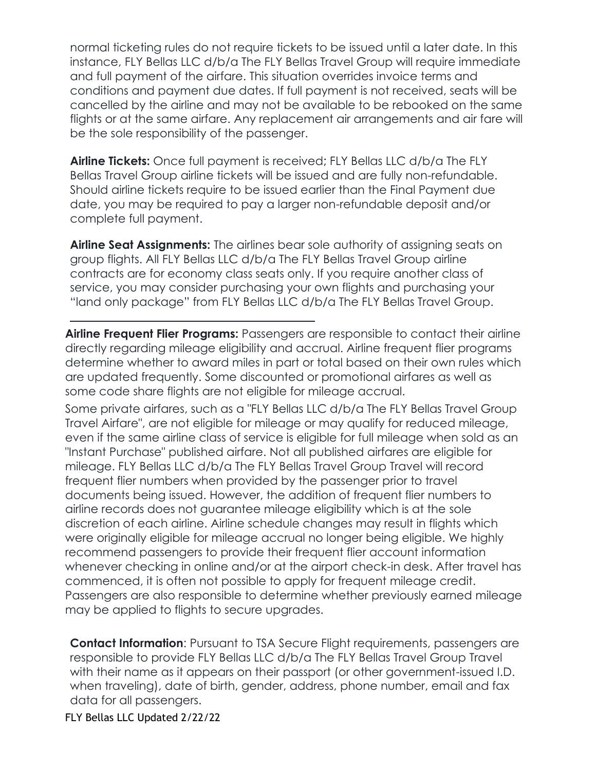normal ticketing rules do not require tickets to be issued until a later date. In this instance, FLY Bellas LLC d/b/a The FLY Bellas Travel Group will require immediate and full payment of the airfare. This situation overrides invoice terms and conditions and payment due dates. If full payment is not received, seats will be cancelled by the airline and may not be available to be rebooked on the same flights or at the same airfare. Any replacement air arrangements and air fare will be the sole responsibility of the passenger.

**Airline Tickets:** Once full payment is received; FLY Bellas LLC d/b/a The FLY Bellas Travel Group airline tickets will be issued and are fully non-refundable. Should airline tickets require to be issued earlier than the Final Payment due date, you may be required to pay a larger non-refundable deposit and/or complete full payment.

**Airline Seat Assignments:** The airlines bear sole authority of assigning seats on group flights. All FLY Bellas LLC d/b/a The FLY Bellas Travel Group airline contracts are for economy class seats only. If you require another class of service, you may consider purchasing your own flights and purchasing your "land only package" from FLY Bellas LLC d/b/a The FLY Bellas Travel Group.

---

**Airline Frequent Flier Programs:** Passengers are responsible to contact their airline directly regarding mileage eligibility and accrual. Airline frequent flier programs determine whether to award miles in part or total based on their own rules which are updated frequently. Some discounted or promotional airfares as well as some code share flights are not eligible for mileage accrual.

Some private airfares, such as a "FLY Bellas LLC d/b/a The FLY Bellas Travel Group Travel Airfare", are not eligible for mileage or may qualify for reduced mileage, even if the same airline class of service is eligible for full mileage when sold as an "Instant Purchase" published airfare. Not all published airfares are eligible for mileage. FLY Bellas LLC d/b/a The FLY Bellas Travel Group Travel will record frequent flier numbers when provided by the passenger prior to travel documents being issued. However, the addition of frequent flier numbers to airline records does not guarantee mileage eligibility which is at the sole discretion of each airline. Airline schedule changes may result in flights which were originally eligible for mileage accrual no longer being eligible. We highly recommend passengers to provide their frequent flier account information whenever checking in online and/or at the airport check-in desk. After travel has commenced, it is often not possible to apply for frequent mileage credit. Passengers are also responsible to determine whether previously earned mileage may be applied to flights to secure upgrades.

**Contact Information**: Pursuant to TSA Secure Flight requirements, passengers are responsible to provide FLY Bellas LLC d/b/a The FLY Bellas Travel Group Travel with their name as it appears on their passport (or other government-issued I.D. when traveling), date of birth, gender, address, phone number, email and fax data for all passengers.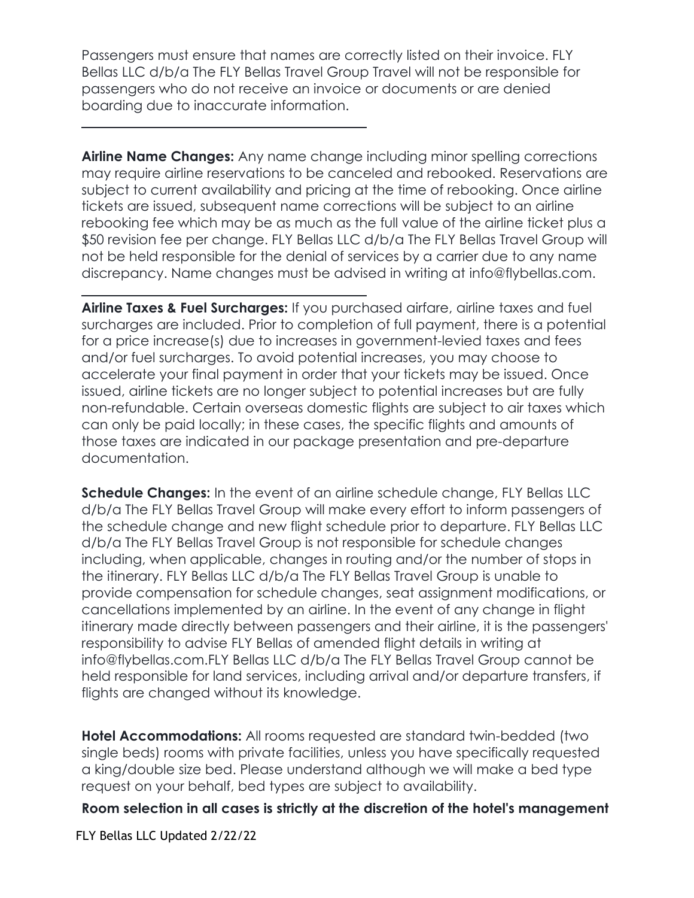Passengers must ensure that names are correctly listed on their invoice. FLY Bellas LLC d/b/a The FLY Bellas Travel Group Travel will not be responsible for passengers who do not receive an invoice or documents or are denied boarding due to inaccurate information.

---

**Airline Name Changes:** Any name change including minor spelling corrections may require airline reservations to be canceled and rebooked. Reservations are subject to current availability and pricing at the time of rebooking. Once airline tickets are issued, subsequent name corrections will be subject to an airline rebooking fee which may be as much as the full value of the airline ticket plus a $50 revision fee per change. FLY Bellas LLC d/b/a The FLY Bellas Travel Group will not be held responsible for the denial of services by a carrier due to any name discrepancy. Name changes must be advised in writing at info@flybellas.com.

---

**Airline Taxes & Fuel Surcharges:** If you purchased airfare, airline taxes and fuel surcharges are included. Prior to completion of full payment, there is a potential for a price increase(s) due to increases in government-levied taxes and fees and/or fuel surcharges. To avoid potential increases, you may choose to accelerate your final payment in order that your tickets may be issued. Once issued, airline tickets are no longer subject to potential increases but are fully non-refundable. Certain overseas domestic flights are subject to air taxes which can only be paid locally; in these cases, the specific flights and amounts of those taxes are indicated in our package presentation and pre-departure documentation.

**Schedule Changes:** In the event of an airline schedule change, FLY Bellas LLC d/b/a The FLY Bellas Travel Group will make every effort to inform passengers of the schedule change and new flight schedule prior to departure. FLY Bellas LLC d/b/a The FLY Bellas Travel Group is not responsible for schedule changes including, when applicable, changes in routing and/or the number of stops in the itinerary. FLY Bellas LLC d/b/a The FLY Bellas Travel Group is unable to provide compensation for schedule changes, seat assignment modifications, or cancellations implemented by an airline. In the event of any change in flight itinerary made directly between passengers and their airline, it is the passengers' responsibility to advise FLY Bellas of amended flight details in writing at info@flybellas.com.FLY Bellas LLC d/b/a The FLY Bellas Travel Group cannot be held responsible for land services, including arrival and/or departure transfers, if flights are changed without its knowledge.

**Hotel Accommodations:** All rooms requested are standard twin-bedded (two single beds) rooms with private facilities, unless you have specifically requested a king/double size bed. Please understand although we will make a bed type request on your behalf, bed types are subject to availability.

**Room selection in all cases is strictly at the discretion of the hotel's management**

FLY Bellas LLC Updated 2/22/22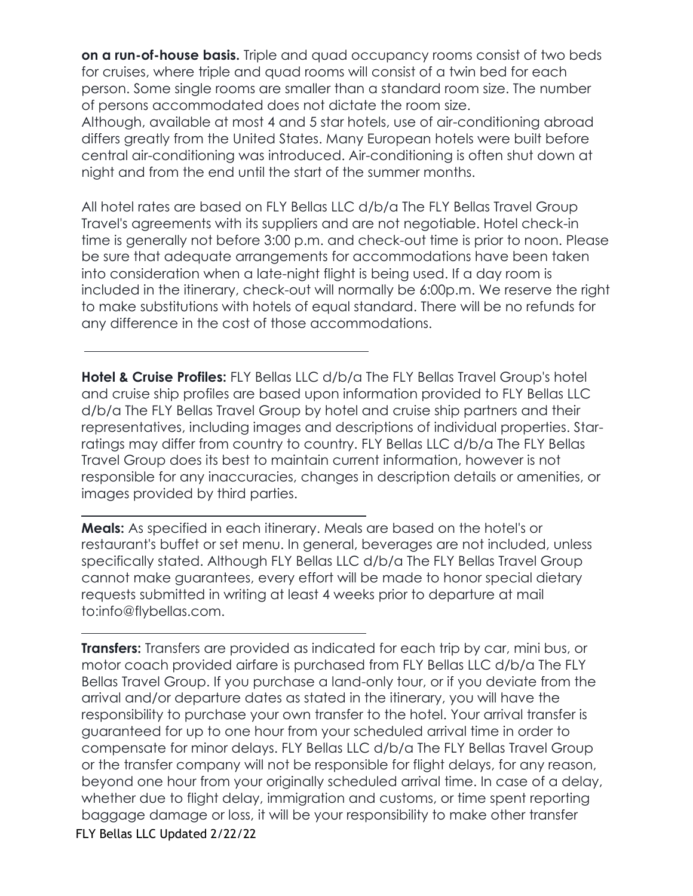**on a run-of-house basis.** Triple and quad occupancy rooms consist of two beds for cruises, where triple and quad rooms will consist of a twin bed for each person. Some single rooms are smaller than a standard room size. The number of persons accommodated does not dictate the room size.
Although, available at most 4 and 5 star hotels, use of air-conditioning abroad differs greatly from the United States. Many European hotels were built before central air-conditioning was introduced. Air-conditioning is often shut down at night and from the end until the start of the summer months.

All hotel rates are based on FLY Bellas LLC d/b/a The FLY Bellas Travel Group Travel's agreements with its suppliers and are not negotiable. Hotel check-in time is generally not before 3:00 p.m. and check-out time is prior to noon. Please be sure that adequate arrangements for accommodations have been taken into consideration when a late-night flight is being used. If a day room is included in the itinerary, check-out will normally be 6:00p.m. We reserve the right to make substitutions with hotels of equal standard. There will be no refunds for any difference in the cost of those accommodations.

---

**Hotel & Cruise Profiles:** FLY Bellas LLC d/b/a The FLY Bellas Travel Group's hotel and cruise ship profiles are based upon information provided to FLY Bellas LLC d/b/a The FLY Bellas Travel Group by hotel and cruise ship partners and their representatives, including images and descriptions of individual properties. Star-ratings may differ from country to country. FLY Bellas LLC d/b/a The FLY Bellas Travel Group does its best to maintain current information, however is not responsible for any inaccuracies, changes in description details or amenities, or images provided by third parties.

---

**Meals:** As specified in each itinerary. Meals are based on the hotel's or restaurant's buffet or set menu. In general, beverages are not included, unless specifically stated. Although FLY Bellas LLC d/b/a The FLY Bellas Travel Group cannot make guarantees, every effort will be made to honor special dietary requests submitted in writing at least 4 weeks prior to departure at mail to:info@flybellas.com.

---

**Transfers:** Transfers are provided as indicated for each trip by car, mini bus, or motor coach provided airfare is purchased from FLY Bellas LLC d/b/a The FLY Bellas Travel Group. If you purchase a land-only tour, or if you deviate from the arrival and/or departure dates as stated in the itinerary, you will have the responsibility to purchase your own transfer to the hotel. Your arrival transfer is guaranteed for up to one hour from your scheduled arrival time in order to compensate for minor delays. FLY Bellas LLC d/b/a The FLY Bellas Travel Group or the transfer company will not be responsible for flight delays, for any reason, beyond one hour from your originally scheduled arrival time. In case of a delay, whether due to flight delay, immigration and customs, or time spent reporting baggage damage or loss, it will be your responsibility to make other transfer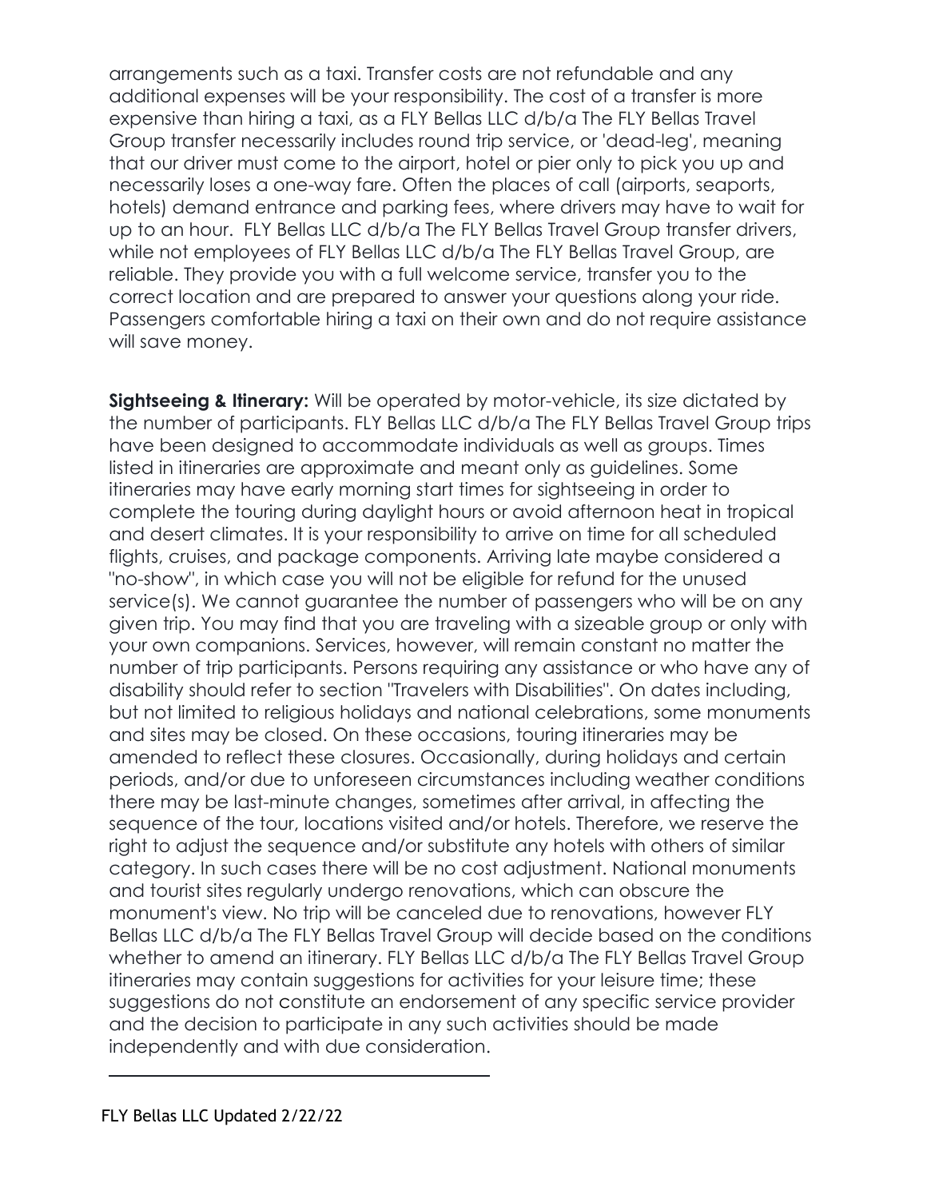arrangements such as a taxi. Transfer costs are not refundable and any additional expenses will be your responsibility. The cost of a transfer is more expensive than hiring a taxi, as a FLY Bellas LLC d/b/a The FLY Bellas Travel Group transfer necessarily includes round trip service, or 'dead-leg', meaning that our driver must come to the airport, hotel or pier only to pick you up and necessarily loses a one-way fare. Often the places of call (airports, seaports, hotels) demand entrance and parking fees, where drivers may have to wait for up to an hour. FLY Bellas LLC d/b/a The FLY Bellas Travel Group transfer drivers, while not employees of FLY Bellas LLC d/b/a The FLY Bellas Travel Group, are reliable. They provide you with a full welcome service, transfer you to the correct location and are prepared to answer your questions along your ride. Passengers comfortable hiring a taxi on their own and do not require assistance will save money.

**Sightseeing & Itinerary:** Will be operated by motor-vehicle, its size dictated by the number of participants. FLY Bellas LLC d/b/a The FLY Bellas Travel Group trips have been designed to accommodate individuals as well as groups. Times listed in itineraries are approximate and meant only as guidelines. Some itineraries may have early morning start times for sightseeing in order to complete the touring during daylight hours or avoid afternoon heat in tropical and desert climates. It is your responsibility to arrive on time for all scheduled flights, cruises, and package components. Arriving late maybe considered a "no-show", in which case you will not be eligible for refund for the unused service(s). We cannot guarantee the number of passengers who will be on any given trip. You may find that you are traveling with a sizeable group or only with your own companions. Services, however, will remain constant no matter the number of trip participants. Persons requiring any assistance or who have any of disability should refer to section "Travelers with Disabilities". On dates including, but not limited to religious holidays and national celebrations, some monuments and sites may be closed. On these occasions, touring itineraries may be amended to reflect these closures. Occasionally, during holidays and certain periods, and/or due to unforeseen circumstances including weather conditions there may be last-minute changes, sometimes after arrival, in affecting the sequence of the tour, locations visited and/or hotels. Therefore, we reserve the right to adjust the sequence and/or substitute any hotels with others of similar category. In such cases there will be no cost adjustment. National monuments and tourist sites regularly undergo renovations, which can obscure the monument's view. No trip will be canceled due to renovations, however FLY Bellas LLC d/b/a The FLY Bellas Travel Group will decide based on the conditions whether to amend an itinerary. FLY Bellas LLC d/b/a The FLY Bellas Travel Group itineraries may contain suggestions for activities for your leisure time; these suggestions do not constitute an endorsement of any specific service provider and the decision to participate in any such activities should be made independently and with due consideration.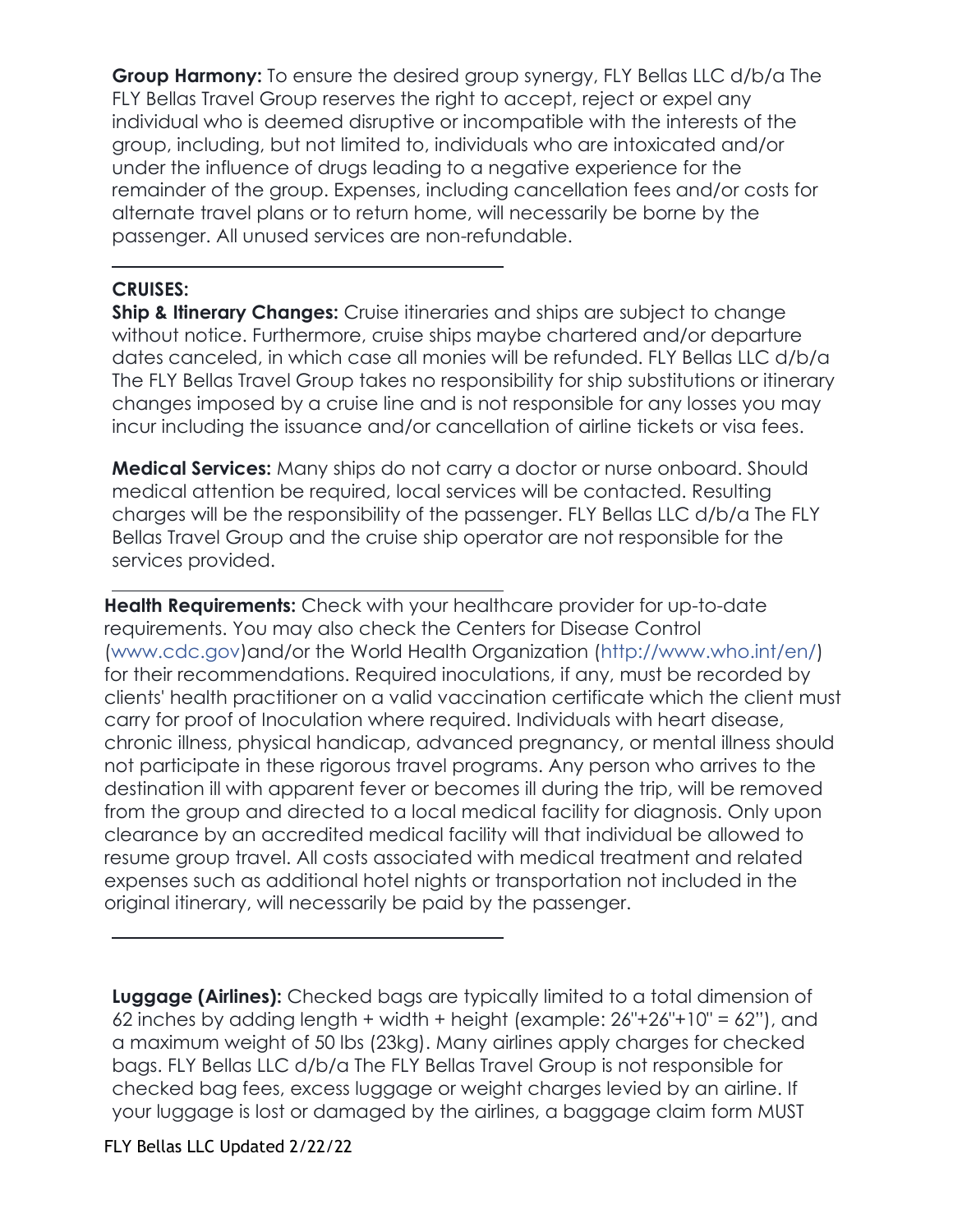**Group Harmony:** To ensure the desired group synergy, FLY Bellas LLC d/b/a The FLY Bellas Travel Group reserves the right to accept, reject or expel any individual who is deemed disruptive or incompatible with the interests of the group, including, but not limited to, individuals who are intoxicated and/or under the influence of drugs leading to a negative experience for the remainder of the group. Expenses, including cancellation fees and/or costs for alternate travel plans or to return home, will necessarily be borne by the passenger. All unused services are non-refundable.

---

**CRUISES:**

**Ship & Itinerary Changes:** Cruise itineraries and ships are subject to change without notice. Furthermore, cruise ships maybe chartered and/or departure dates canceled, in which case all monies will be refunded. FLY Bellas LLC d/b/a The FLY Bellas Travel Group takes no responsibility for ship substitutions or itinerary changes imposed by a cruise line and is not responsible for any losses you may incur including the issuance and/or cancellation of airline tickets or visa fees.

**Medical Services:** Many ships do not carry a doctor or nurse onboard. Should medical attention be required, local services will be contacted. Resulting charges will be the responsibility of the passenger. FLY Bellas LLC d/b/a The FLY Bellas Travel Group and the cruise ship operator are not responsible for the services provided.

---

**Health Requirements:** Check with your healthcare provider for up-to-date requirements. You may also check the Centers for Disease Control (www.cdc.gov)and/or the World Health Organization (http://www.who.int/en/) for their recommendations. Required inoculations, if any, must be recorded by clients' health practitioner on a valid vaccination certificate which the client must carry for proof of Inoculation where required. Individuals with heart disease, chronic illness, physical handicap, advanced pregnancy, or mental illness should not participate in these rigorous travel programs. Any person who arrives to the destination ill with apparent fever or becomes ill during the trip, will be removed from the group and directed to a local medical facility for diagnosis. Only upon clearance by an accredited medical facility will that individual be allowed to resume group travel. All costs associated with medical treatment and related expenses such as additional hotel nights or transportation not included in the original itinerary, will necessarily be paid by the passenger.

---

**Luggage (Airlines):** Checked bags are typically limited to a total dimension of 62 inches by adding length + width + height (example: 26"+26"+10" = 62"), and a maximum weight of 50 lbs (23kg). Many airlines apply charges for checked bags. FLY Bellas LLC d/b/a The FLY Bellas Travel Group is not responsible for checked bag fees, excess luggage or weight charges levied by an airline. If your luggage is lost or damaged by the airlines, a baggage claim form MUST

FLY Bellas LLC Updated 2/22/22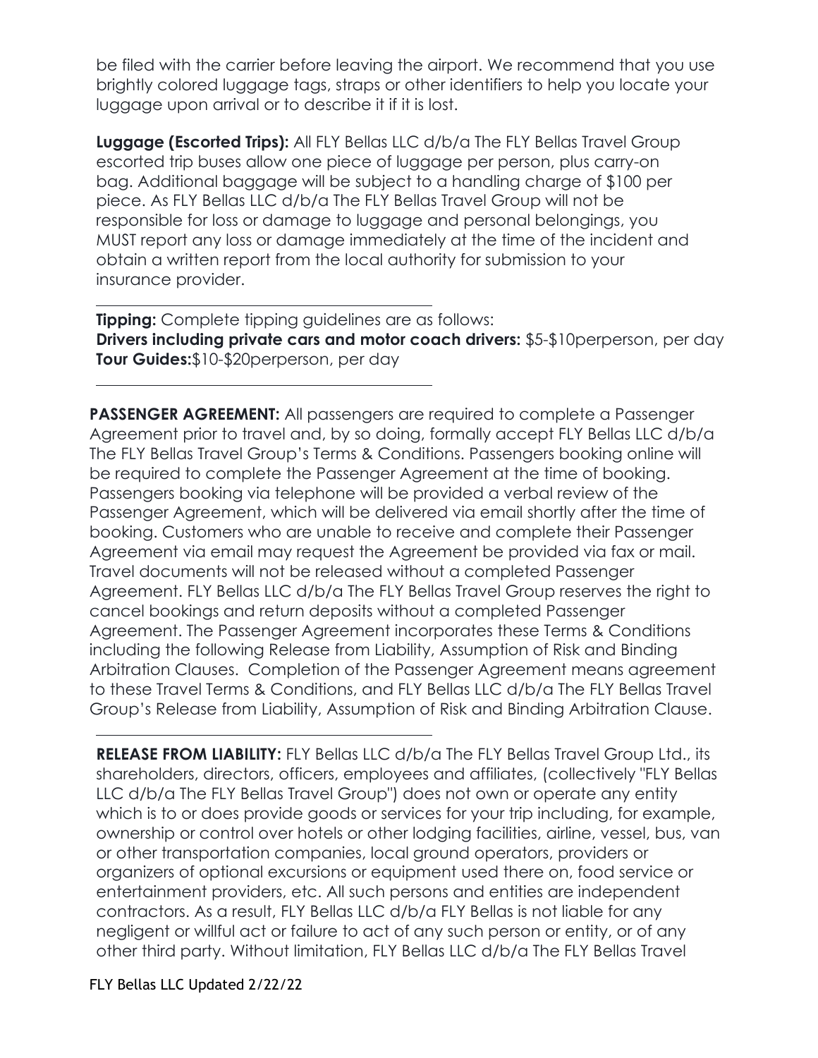be filed with the carrier before leaving the airport. We recommend that you use brightly colored luggage tags, straps or other identifiers to help you locate your luggage upon arrival or to describe it if it is lost.

**Luggage (Escorted Trips):** All FLY Bellas LLC d/b/a The FLY Bellas Travel Group escorted trip buses allow one piece of luggage per person, plus carry-on bag. Additional baggage will be subject to a handling charge of $100 per piece. As FLY Bellas LLC d/b/a The FLY Bellas Travel Group will not be responsible for loss or damage to luggage and personal belongings, you MUST report any loss or damage immediately at the time of the incident and obtain a written report from the local authority for submission to your insurance provider.

---

**Tipping:** Complete tipping guidelines are as follows:
**Drivers including private cars and motor coach drivers:** $5-$10perperson, per day
**Tour Guides:**$10-$20perperson, per day

---

**PASSENGER AGREEMENT:** All passengers are required to complete a Passenger Agreement prior to travel and, by so doing, formally accept FLY Bellas LLC d/b/a The FLY Bellas Travel Group's Terms & Conditions. Passengers booking online will be required to complete the Passenger Agreement at the time of booking. Passengers booking via telephone will be provided a verbal review of the Passenger Agreement, which will be delivered via email shortly after the time of booking. Customers who are unable to receive and complete their Passenger Agreement via email may request the Agreement be provided via fax or mail. Travel documents will not be released without a completed Passenger Agreement. FLY Bellas LLC d/b/a The FLY Bellas Travel Group reserves the right to cancel bookings and return deposits without a completed Passenger Agreement. The Passenger Agreement incorporates these Terms & Conditions including the following Release from Liability, Assumption of Risk and Binding Arbitration Clauses. Completion of the Passenger Agreement means agreement to these Travel Terms & Conditions, and FLY Bellas LLC d/b/a The FLY Bellas Travel Group's Release from Liability, Assumption of Risk and Binding Arbitration Clause.

---

**RELEASE FROM LIABILITY:** FLY Bellas LLC d/b/a The FLY Bellas Travel Group Ltd., its shareholders, directors, officers, employees and affiliates, (collectively "FLY Bellas LLC d/b/a The FLY Bellas Travel Group") does not own or operate any entity which is to or does provide goods or services for your trip including, for example, ownership or control over hotels or other lodging facilities, airline, vessel, bus, van or other transportation companies, local ground operators, providers or organizers of optional excursions or equipment used there on, food service or entertainment providers, etc. All such persons and entities are independent contractors. As a result, FLY Bellas LLC d/b/a FLY Bellas is not liable for any negligent or willful act or failure to act of any such person or entity, or of any other third party. Without limitation, FLY Bellas LLC d/b/a The FLY Bellas Travel

FLY Bellas LLC Updated 2/22/22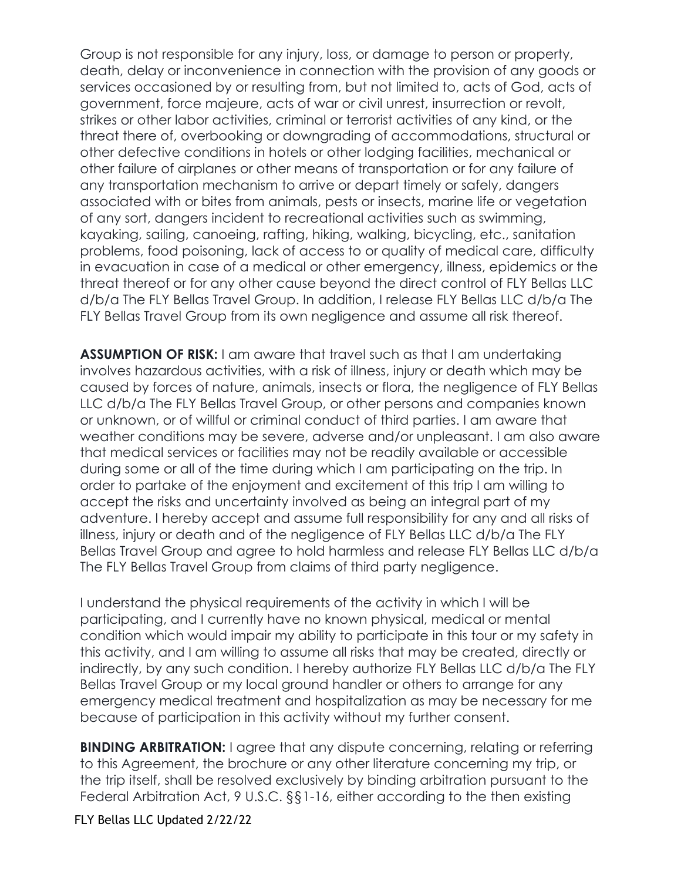Group is not responsible for any injury, loss, or damage to person or property, death, delay or inconvenience in connection with the provision of any goods or services occasioned by or resulting from, but not limited to, acts of God, acts of government, force majeure, acts of war or civil unrest, insurrection or revolt, strikes or other labor activities, criminal or terrorist activities of any kind, or the threat there of, overbooking or downgrading of accommodations, structural or other defective conditions in hotels or other lodging facilities, mechanical or other failure of airplanes or other means of transportation or for any failure of any transportation mechanism to arrive or depart timely or safely, dangers associated with or bites from animals, pests or insects, marine life or vegetation of any sort, dangers incident to recreational activities such as swimming, kayaking, sailing, canoeing, rafting, hiking, walking, bicycling, etc., sanitation problems, food poisoning, lack of access to or quality of medical care, difficulty in evacuation in case of a medical or other emergency, illness, epidemics or the threat thereof or for any other cause beyond the direct control of FLY Bellas LLC d/b/a The FLY Bellas Travel Group. In addition, I release FLY Bellas LLC d/b/a The FLY Bellas Travel Group from its own negligence and assume all risk thereof.

**ASSUMPTION OF RISK:** I am aware that travel such as that I am undertaking involves hazardous activities, with a risk of illness, injury or death which may be caused by forces of nature, animals, insects or flora, the negligence of FLY Bellas LLC d/b/a The FLY Bellas Travel Group, or other persons and companies known or unknown, or of willful or criminal conduct of third parties. I am aware that weather conditions may be severe, adverse and/or unpleasant. I am also aware that medical services or facilities may not be readily available or accessible during some or all of the time during which I am participating on the trip. In order to partake of the enjoyment and excitement of this trip I am willing to accept the risks and uncertainty involved as being an integral part of my adventure. I hereby accept and assume full responsibility for any and all risks of illness, injury or death and of the negligence of FLY Bellas LLC d/b/a The FLY Bellas Travel Group and agree to hold harmless and release FLY Bellas LLC d/b/a The FLY Bellas Travel Group from claims of third party negligence.

I understand the physical requirements of the activity in which I will be participating, and I currently have no known physical, medical or mental condition which would impair my ability to participate in this tour or my safety in this activity, and I am willing to assume all risks that may be created, directly or indirectly, by any such condition. I hereby authorize FLY Bellas LLC d/b/a The FLY Bellas Travel Group or my local ground handler or others to arrange for any emergency medical treatment and hospitalization as may be necessary for me because of participation in this activity without my further consent.

**BINDING ARBITRATION:** I agree that any dispute concerning, relating or referring to this Agreement, the brochure or any other literature concerning my trip, or the trip itself, shall be resolved exclusively by binding arbitration pursuant to the Federal Arbitration Act, 9 U.S.C. §§1-16, either according to the then existing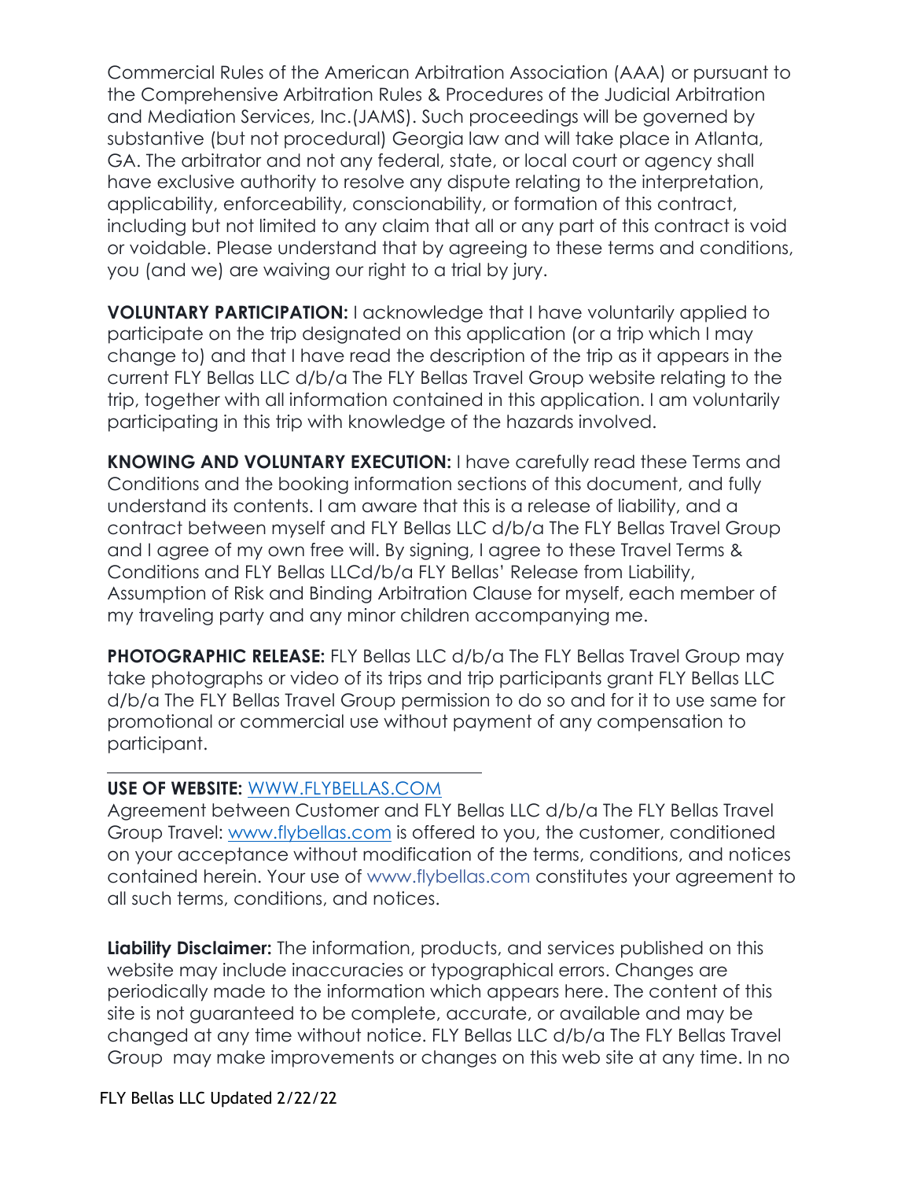Commercial Rules of the American Arbitration Association (AAA) or pursuant to the Comprehensive Arbitration Rules & Procedures of the Judicial Arbitration and Mediation Services, Inc.(JAMS). Such proceedings will be governed by substantive (but not procedural) Georgia law and will take place in Atlanta, GA. The arbitrator and not any federal, state, or local court or agency shall have exclusive authority to resolve any dispute relating to the interpretation, applicability, enforceability, conscionability, or formation of this contract, including but not limited to any claim that all or any part of this contract is void or voidable. Please understand that by agreeing to these terms and conditions, you (and we) are waiving our right to a trial by jury.

**VOLUNTARY PARTICIPATION:** I acknowledge that I have voluntarily applied to participate on the trip designated on this application (or a trip which I may change to) and that I have read the description of the trip as it appears in the current FLY Bellas LLC d/b/a The FLY Bellas Travel Group website relating to the trip, together with all information contained in this application. I am voluntarily participating in this trip with knowledge of the hazards involved.

**KNOWING AND VOLUNTARY EXECUTION:** I have carefully read these Terms and Conditions and the booking information sections of this document, and fully understand its contents. I am aware that this is a release of liability, and a contract between myself and FLY Bellas LLC d/b/a The FLY Bellas Travel Group and I agree of my own free will. By signing, I agree to these Travel Terms & Conditions and FLY Bellas LLCd/b/a FLY Bellas' Release from Liability, Assumption of Risk and Binding Arbitration Clause for myself, each member of my traveling party and any minor children accompanying me.

**PHOTOGRAPHIC RELEASE:** FLY Bellas LLC d/b/a The FLY Bellas Travel Group may take photographs or video of its trips and trip participants grant FLY Bellas LLC d/b/a The FLY Bellas Travel Group permission to do so and for it to use same for promotional or commercial use without payment of any compensation to participant.

---

**USE OF WEBSITE:** WWW.FLYBELLAS.COM

Agreement between Customer and FLY Bellas LLC d/b/a The FLY Bellas Travel Group Travel: www.flybellas.com is offered to you, the customer, conditioned on your acceptance without modification of the terms, conditions, and notices contained herein. Your use of www.flybellas.com constitutes your agreement to all such terms, conditions, and notices.

**Liability Disclaimer:** The information, products, and services published on this website may include inaccuracies or typographical errors. Changes are periodically made to the information which appears here. The content of this site is not guaranteed to be complete, accurate, or available and may be changed at any time without notice. FLY Bellas LLC d/b/a The FLY Bellas Travel Group may make improvements or changes on this web site at any time. In no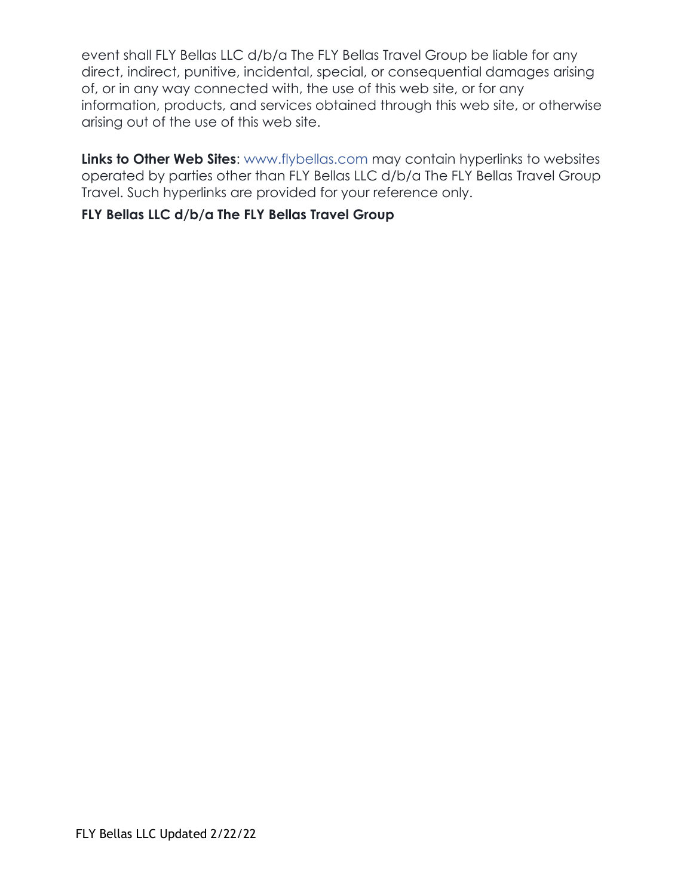event shall FLY Bellas LLC d/b/a The FLY Bellas Travel Group be liable for any direct, indirect, punitive, incidental, special, or consequential damages arising of, or in any way connected with, the use of this web site, or for any information, products, and services obtained through this web site, or otherwise arising out of the use of this web site.

**Links to Other Web Sites**: www.flybellas.com may contain hyperlinks to websites operated by parties other than FLY Bellas LLC d/b/a The FLY Bellas Travel Group Travel. Such hyperlinks are provided for your reference only.

**FLY Bellas LLC d/b/a The FLY Bellas Travel Group**